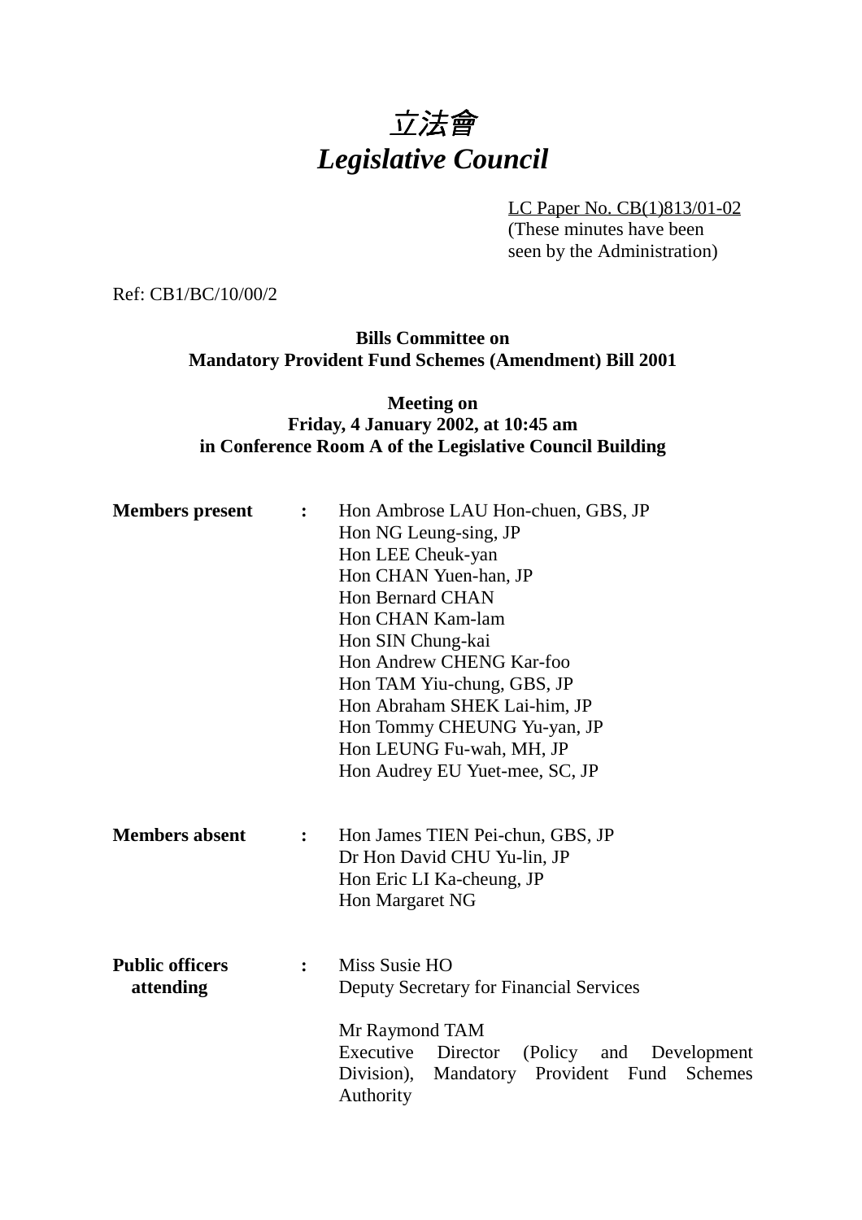# *立法會*
# *Legislative Council*

LC Paper No. CB(1)813/01-02
(These minutes have been seen by the Administration)

Ref: CB1/BC/10/00/2

**Bills Committee on**
**Mandatory Provident Fund Schemes (Amendment) Bill 2001**

**Meeting on**
**Friday, 4 January 2002, at 10:45 am**
**in Conference Room A of the Legislative Council Building**

**Members present :**

Hon Ambrose LAU Hon-chuen, GBS, JP
Hon NG Leung-sing, JP
Hon LEE Cheuk-yan
Hon CHAN Yuen-han, JP
Hon Bernard CHAN
Hon CHAN Kam-lam
Hon SIN Chung-kai
Hon Andrew CHENG Kar-foo
Hon TAM Yiu-chung, GBS, JP
Hon Abraham SHEK Lai-him, JP
Hon Tommy CHEUNG Yu-yan, JP
Hon LEUNG Fu-wah, MH, JP
Hon Audrey EU Yuet-mee, SC, JP

**Members absent :**

Hon James TIEN Pei-chun, GBS, JP
Dr Hon David CHU Yu-lin, JP
Hon Eric LI Ka-cheung, JP
Hon Margaret NG

**Public officers attending :**

Miss Susie HO
Deputy Secretary for Financial Services

Mr Raymond TAM
Executive Director (Policy and Development Division), Mandatory Provident Fund Schemes Authority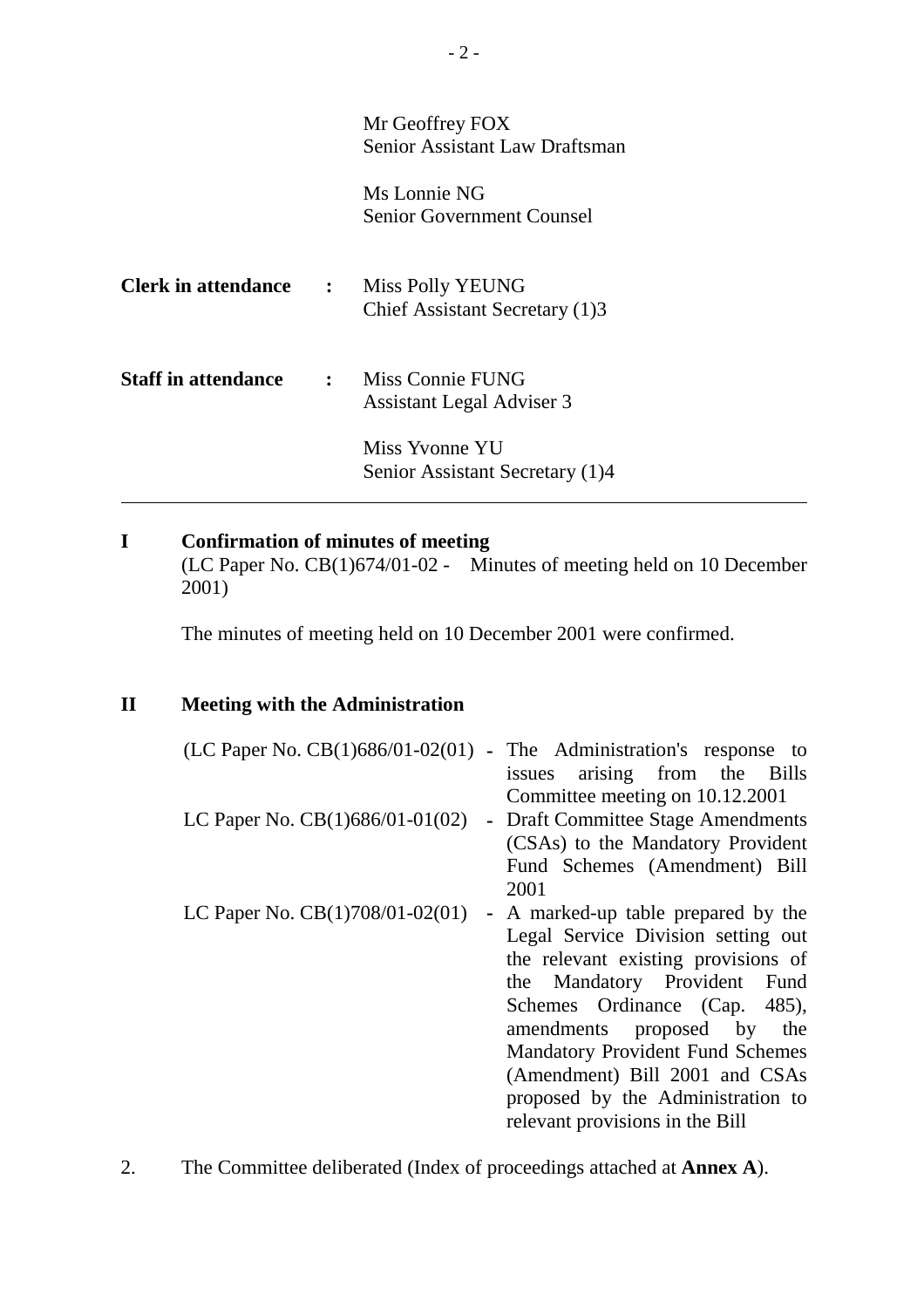| | | |
|---|---|---|
| | | Mr Geoffrey FOX<br>Senior Assistant Law Draftsman |
| | | Ms Lonnie NG<br>Senior Government Counsel |
| **Clerk in attendance** | : | Miss Polly YEUNG<br>Chief Assistant Secretary (1)3 |
| **Staff in attendance** | : | Miss Connie FUNG<br>Assistant Legal Adviser 3 |
| | | Miss Yvonne YU<br>Senior Assistant Secretary (1)4 |

---

## I Confirmation of minutes of meeting

(LC Paper No. CB(1)674/01-02 - Minutes of meeting held on 10 December 2001)

The minutes of meeting held on 10 December 2001 were confirmed.

## II Meeting with the Administration

| | | |
|---|---|---|
| (LC Paper No. CB(1)686/01-02(01) | - | The Administration's response to issues arising from the Bills Committee meeting on 10.12.2001 |
| LC Paper No. CB(1)686/01-01(02) | - | Draft Committee Stage Amendments (CSAs) to the Mandatory Provident Fund Schemes (Amendment) Bill 2001 |
| LC Paper No. CB(1)708/01-02(01) | - | A marked-up table prepared by the Legal Service Division setting out the relevant existing provisions of the Mandatory Provident Fund Schemes Ordinance (Cap. 485), amendments proposed by the Mandatory Provident Fund Schemes (Amendment) Bill 2001 and CSAs proposed by the Administration to relevant provisions in the Bill |

2. The Committee deliberated (Index of proceedings attached at **Annex A**).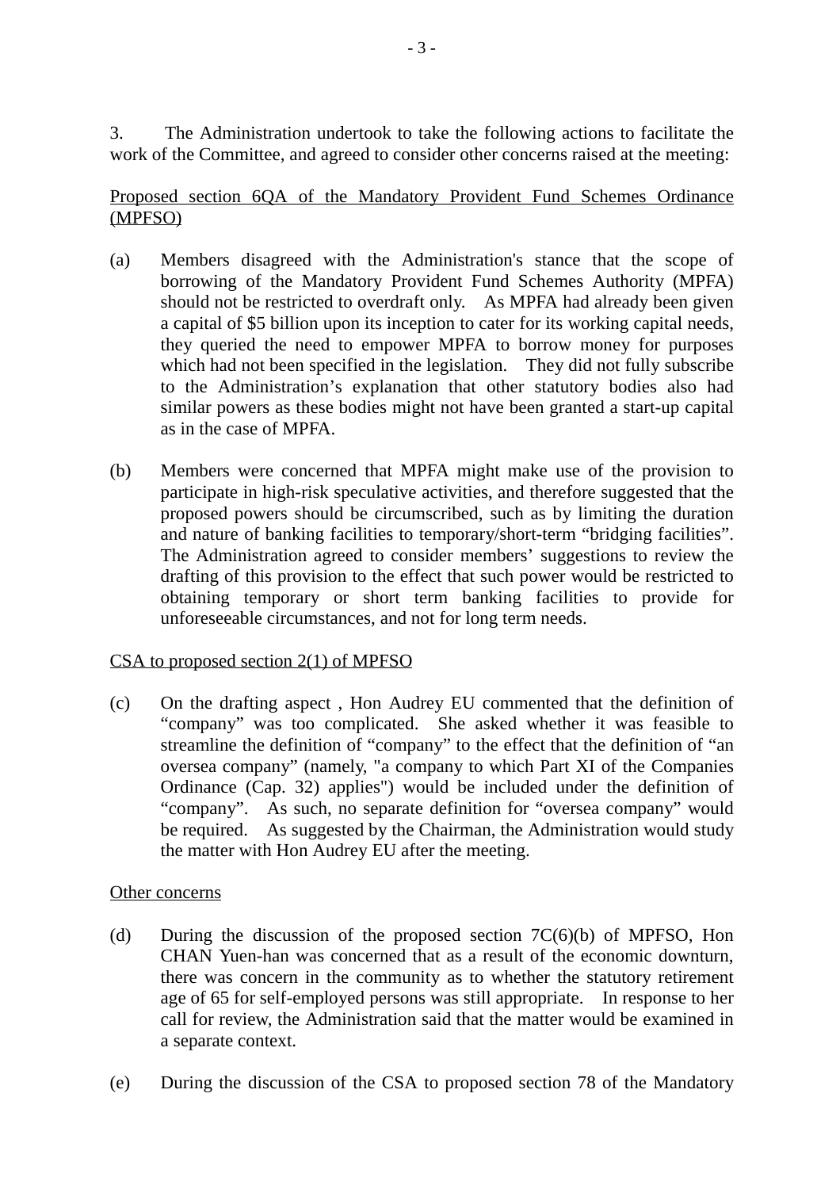3. The Administration undertook to take the following actions to facilitate the work of the Committee, and agreed to consider other concerns raised at the meeting:

<u>Proposed section 6QA of the Mandatory Provident Fund Schemes Ordinance (MPFSO)</u>

(a) Members disagreed with the Administration's stance that the scope of borrowing of the Mandatory Provident Fund Schemes Authority (MPFA) should not be restricted to overdraft only. As MPFA had already been given a capital of $5 billion upon its inception to cater for its working capital needs, they queried the need to empower MPFA to borrow money for purposes which had not been specified in the legislation. They did not fully subscribe to the Administration's explanation that other statutory bodies also had similar powers as these bodies might not have been granted a start-up capital as in the case of MPFA.

(b) Members were concerned that MPFA might make use of the provision to participate in high-risk speculative activities, and therefore suggested that the proposed powers should be circumscribed, such as by limiting the duration and nature of banking facilities to temporary/short-term "bridging facilities". The Administration agreed to consider members' suggestions to review the drafting of this provision to the effect that such power would be restricted to obtaining temporary or short term banking facilities to provide for unforeseeable circumstances, and not for long term needs.

<u>CSA to proposed section 2(1) of MPFSO</u>

(c) On the drafting aspect , Hon Audrey EU commented that the definition of "company" was too complicated. She asked whether it was feasible to streamline the definition of "company" to the effect that the definition of "an oversea company" (namely, "a company to which Part XI of the Companies Ordinance (Cap. 32) applies") would be included under the definition of "company". As such, no separate definition for "oversea company" would be required. As suggested by the Chairman, the Administration would study the matter with Hon Audrey EU after the meeting.

<u>Other concerns</u>

(d) During the discussion of the proposed section 7C(6)(b) of MPFSO, Hon CHAN Yuen-han was concerned that as a result of the economic downturn, there was concern in the community as to whether the statutory retirement age of 65 for self-employed persons was still appropriate. In response to her call for review, the Administration said that the matter would be examined in a separate context.

(e) During the discussion of the CSA to proposed section 78 of the Mandatory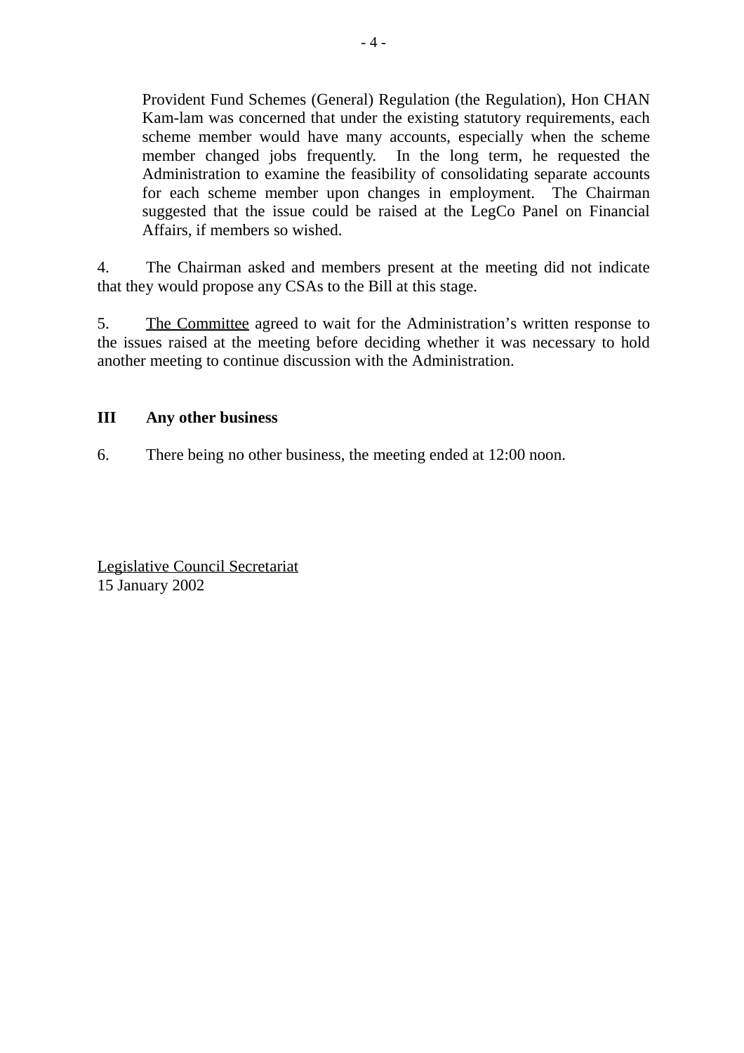Provident Fund Schemes (General) Regulation (the Regulation), Hon CHAN Kam-lam was concerned that under the existing statutory requirements, each scheme member would have many accounts, especially when the scheme member changed jobs frequently. In the long term, he requested the Administration to examine the feasibility of consolidating separate accounts for each scheme member upon changes in employment. The Chairman suggested that the issue could be raised at the LegCo Panel on Financial Affairs, if members so wished.

4. The Chairman asked and members present at the meeting did not indicate that they would propose any CSAs to the Bill at this stage.

5. <u>The Committee</u> agreed to wait for the Administration's written response to the issues raised at the meeting before deciding whether it was necessary to hold another meeting to continue discussion with the Administration.

### III Any other business

6. There being no other business, the meeting ended at 12:00 noon.

<u>Legislative Council Secretariat</u>
15 January 2002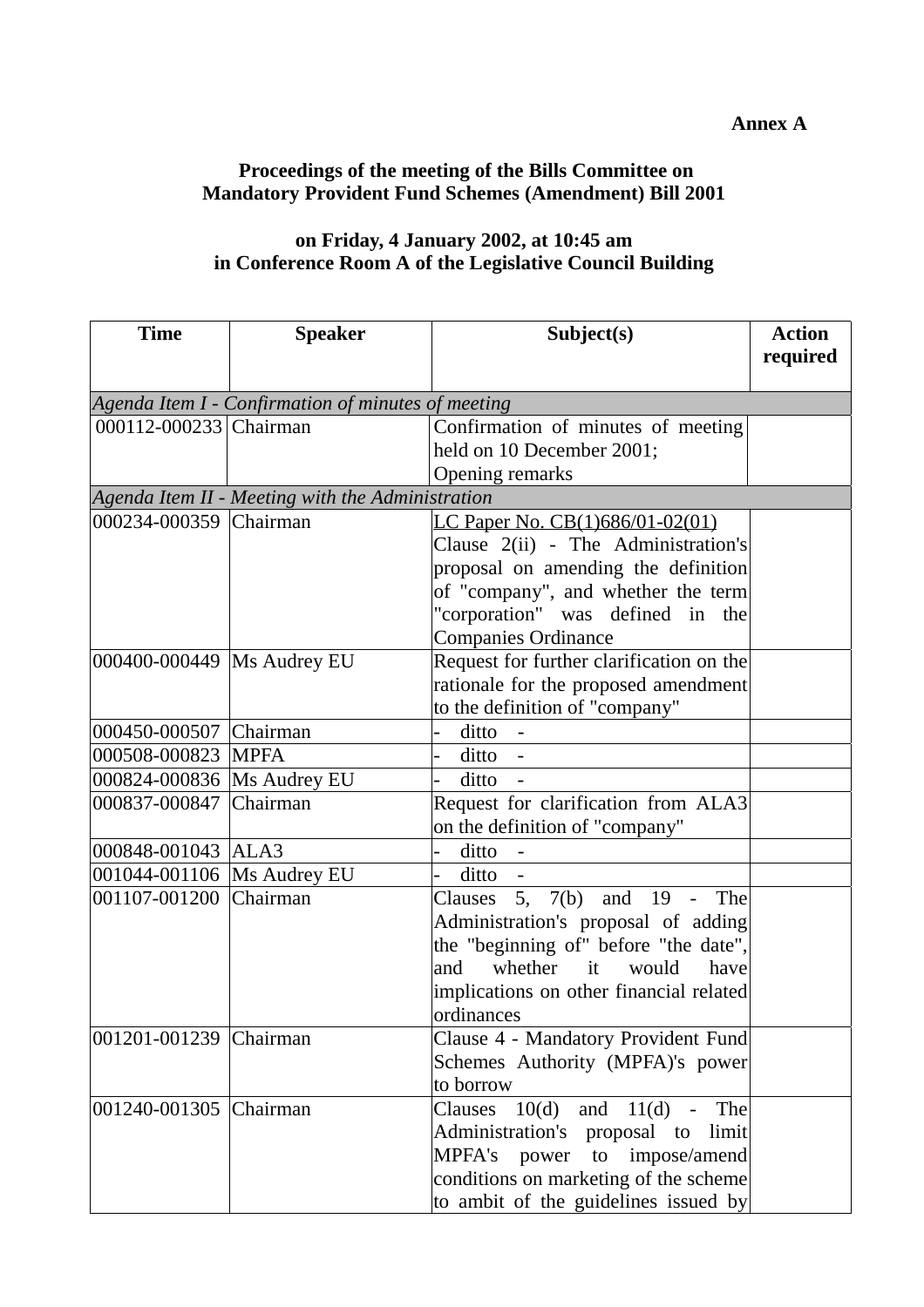**Annex A**

**Proceedings of the meeting of the Bills Committee on Mandatory Provident Fund Schemes (Amendment) Bill 2001**

**on Friday, 4 January 2002, at 10:45 am in Conference Room A of the Legislative Council Building**

| Time | Speaker | Subject(s) | Action required |
|---|---|---|---|
| *Agenda Item I - Confirmation of minutes of meeting* | | | |
| 000112-000233 | Chairman | Confirmation of minutes of meeting held on 10 December 2001; Opening remarks | |
| *Agenda Item II - Meeting with the Administration* | | | |
| 000234-000359 | Chairman | LC Paper No. CB(1)686/01-02(01) Clause 2(ii) - The Administration's proposal on amending the definition of "company", and whether the term "corporation" was defined in the Companies Ordinance | |
| 000400-000449 | Ms Audrey EU | Request for further clarification on the rationale for the proposed amendment to the definition of "company" | |
| 000450-000507 | Chairman | - ditto - | |
| 000508-000823 | MPFA | - ditto - | |
| 000824-000836 | Ms Audrey EU | - ditto - | |
| 000837-000847 | Chairman | Request for clarification from ALA3 on the definition of "company" | |
| 000848-001043 | ALA3 | - ditto - | |
| 001044-001106 | Ms Audrey EU | - ditto - | |
| 001107-001200 | Chairman | Clauses 5, 7(b) and 19 - The Administration's proposal of adding the "beginning of" before "the date", and whether it would have implications on other financial related ordinances | |
| 001201-001239 | Chairman | Clause 4 - Mandatory Provident Fund Schemes Authority (MPFA)'s power to borrow | |
| 001240-001305 | Chairman | Clauses 10(d) and 11(d) - The Administration's proposal to limit MPFA's power to impose/amend conditions on marketing of the scheme to ambit of the guidelines issued by | |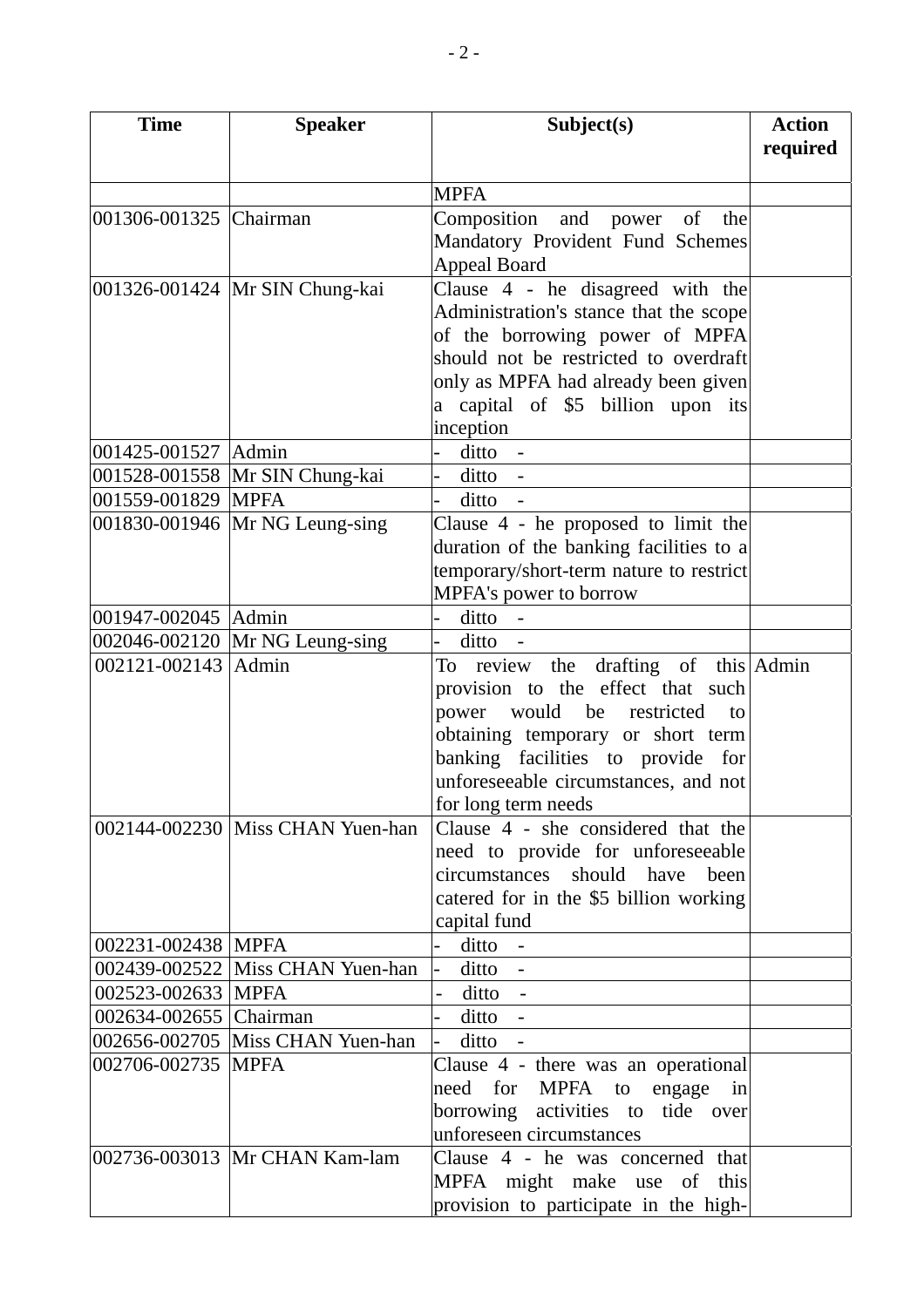| Time | Speaker | Subject(s) | Action required |
|---|---|---|---|
| | | MPFA | |
| 001306-001325 | Chairman | Composition and power of the Mandatory Provident Fund Schemes Appeal Board | |
| 001326-001424 | Mr SIN Chung-kai | Clause 4 - he disagreed with the Administration's stance that the scope of the borrowing power of MPFA should not be restricted to overdraft only as MPFA had already been given a capital of $5 billion upon its inception | |
| 001425-001527 | Admin | - ditto - | |
| 001528-001558 | Mr SIN Chung-kai | - ditto - | |
| 001559-001829 | MPFA | - ditto - | |
| 001830-001946 | Mr NG Leung-sing | Clause 4 - he proposed to limit the duration of the banking facilities to a temporary/short-term nature to restrict MPFA's power to borrow | |
| 001947-002045 | Admin | - ditto - | |
| 002046-002120 | Mr NG Leung-sing | - ditto - | |
| 002121-002143 | Admin | To review the drafting of this provision to the effect that such power would be restricted to obtaining temporary or short term banking facilities to provide for unforeseeable circumstances, and not for long term needs | Admin |
| 002144-002230 | Miss CHAN Yuen-han | Clause 4 - she considered that the need to provide for unforeseeable circumstances should have been catered for in the $5 billion working capital fund | |
| 002231-002438 | MPFA | - ditto - | |
| 002439-002522 | Miss CHAN Yuen-han | - ditto - | |
| 002523-002633 | MPFA | - ditto - | |
| 002634-002655 | Chairman | - ditto - | |
| 002656-002705 | Miss CHAN Yuen-han | - ditto - | |
| 002706-002735 | MPFA | Clause 4 - there was an operational need for MPFA to engage in borrowing activities to tide over unforeseen circumstances | |
| 002736-003013 | Mr CHAN Kam-lam | Clause 4 - he was concerned that MPFA might make use of this provision to participate in the high- | |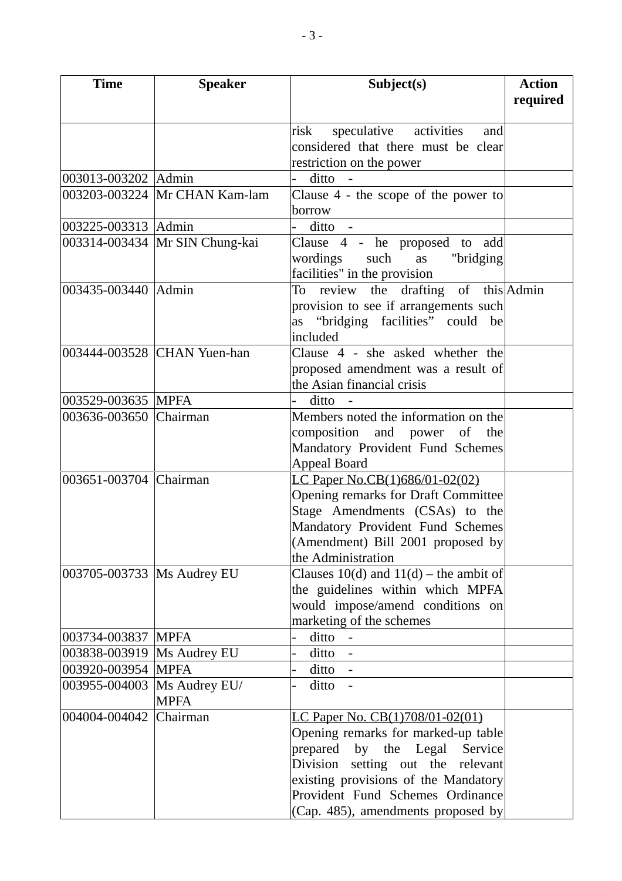| Time | Speaker | Subject(s) | Action required |
|---|---|---|---|
| | | risk speculative activities and considered that there must be clear restriction on the power | |
| 003013-003202 | Admin | - ditto - | |
| 003203-003224 | Mr CHAN Kam-lam | Clause 4 - the scope of the power to borrow | |
| 003225-003313 | Admin | - ditto - | |
| 003314-003434 | Mr SIN Chung-kai | Clause 4 - he proposed to add wordings such as "bridging facilities" in the provision | |
| 003435-003440 | Admin | To review the drafting of this provision to see if arrangements such as "bridging facilities" could be included | Admin |
| 003444-003528 | CHAN Yuen-han | Clause 4 - she asked whether the proposed amendment was a result of the Asian financial crisis | |
| 003529-003635 | MPFA | - ditto - | |
| 003636-003650 | Chairman | Members noted the information on the composition and power of the Mandatory Provident Fund Schemes Appeal Board | |
| 003651-003704 | Chairman | LC Paper No.CB(1)686/01-02(02) Opening remarks for Draft Committee Stage Amendments (CSAs) to the Mandatory Provident Fund Schemes (Amendment) Bill 2001 proposed by the Administration | |
| 003705-003733 | Ms Audrey EU | Clauses 10(d) and 11(d) – the ambit of the guidelines within which MPFA would impose/amend conditions on marketing of the schemes | |
| 003734-003837 | MPFA | - ditto - | |
| 003838-003919 | Ms Audrey EU | - ditto - | |
| 003920-003954 | MPFA | - ditto - | |
| 003955-004003 | Ms Audrey EU/ MPFA | - ditto - | |
| 004004-004042 | Chairman | LC Paper No. CB(1)708/01-02(01) Opening remarks for marked-up table prepared by the Legal Service Division setting out the relevant existing provisions of the Mandatory Provident Fund Schemes Ordinance (Cap. 485), amendments proposed by | |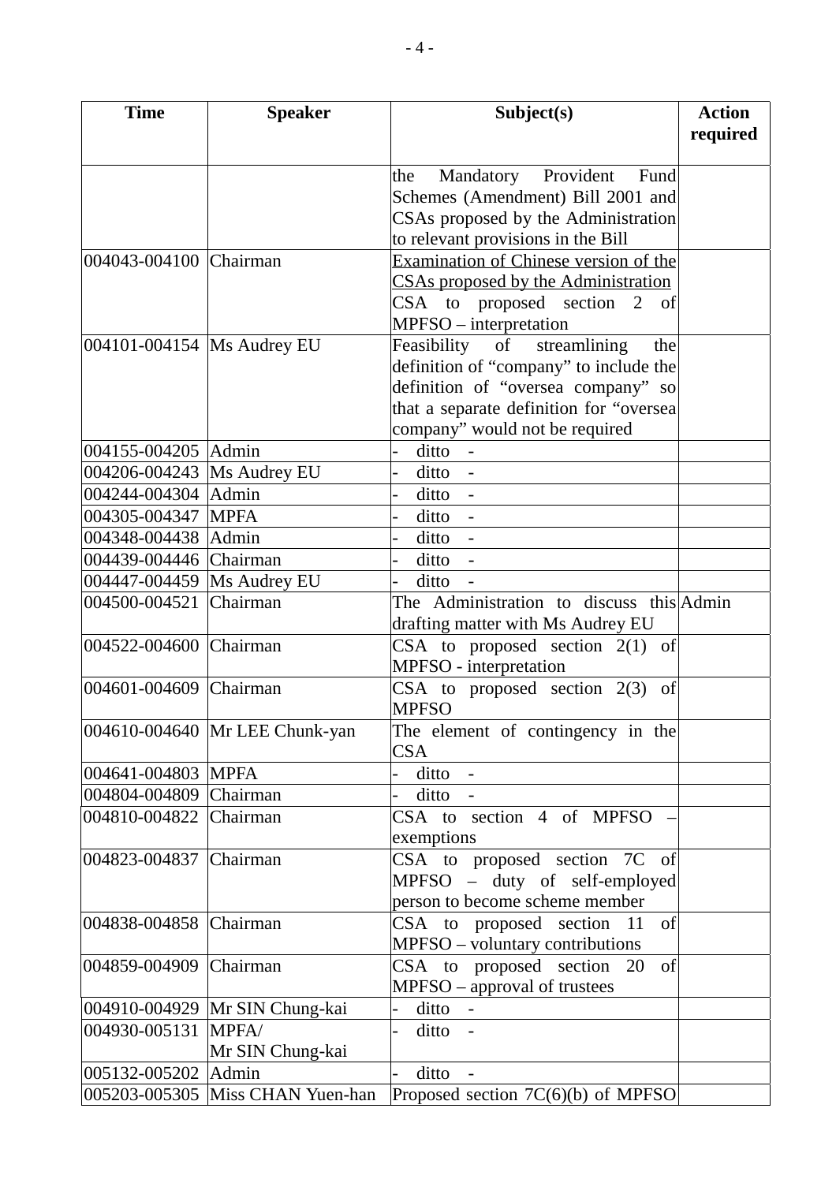| Time | Speaker | Subject(s) | Action required |
|---|---|---|---|
| | | the Mandatory Provident Fund Schemes (Amendment) Bill 2001 and CSAs proposed by the Administration to relevant provisions in the Bill | |
| 004043-004100 | Chairman | Examination of Chinese version of the CSAs proposed by the Administration<br>CSA to proposed section 2 of MPFSO – interpretation | |
| 004101-004154 | Ms Audrey EU | Feasibility of streamlining the definition of "company" to include the definition of "oversea company" so that a separate definition for "oversea company" would not be required | |
| 004155-004205 | Admin | - ditto - | |
| 004206-004243 | Ms Audrey EU | - ditto - | |
| 004244-004304 | Admin | - ditto - | |
| 004305-004347 | MPFA | - ditto - | |
| 004348-004438 | Admin | - ditto - | |
| 004439-004446 | Chairman | - ditto - | |
| 004447-004459 | Ms Audrey EU | - ditto - | |
| 004500-004521 | Chairman | The Administration to discuss this drafting matter with Ms Audrey EU | Admin |
| 004522-004600 | Chairman | CSA to proposed section 2(1) of MPFSO - interpretation | |
| 004601-004609 | Chairman | CSA to proposed section 2(3) of MPFSO | |
| 004610-004640 | Mr LEE Chunk-yan | The element of contingency in the CSA | |
| 004641-004803 | MPFA | - ditto - | |
| 004804-004809 | Chairman | - ditto - | |
| 004810-004822 | Chairman | CSA to section 4 of MPFSO – exemptions | |
| 004823-004837 | Chairman | CSA to proposed section 7C of MPFSO – duty of self-employed person to become scheme member | |
| 004838-004858 | Chairman | CSA to proposed section 11 of MPFSO – voluntary contributions | |
| 004859-004909 | Chairman | CSA to proposed section 20 of MPFSO – approval of trustees | |
| 004910-004929 | Mr SIN Chung-kai | - ditto - | |
| 004930-005131 | MPFA/<br>Mr SIN Chung-kai | - ditto - | |
| 005132-005202 | Admin | - ditto - | |
| 005203-005305 | Miss CHAN Yuen-han | Proposed section 7C(6)(b) of MPFSO | |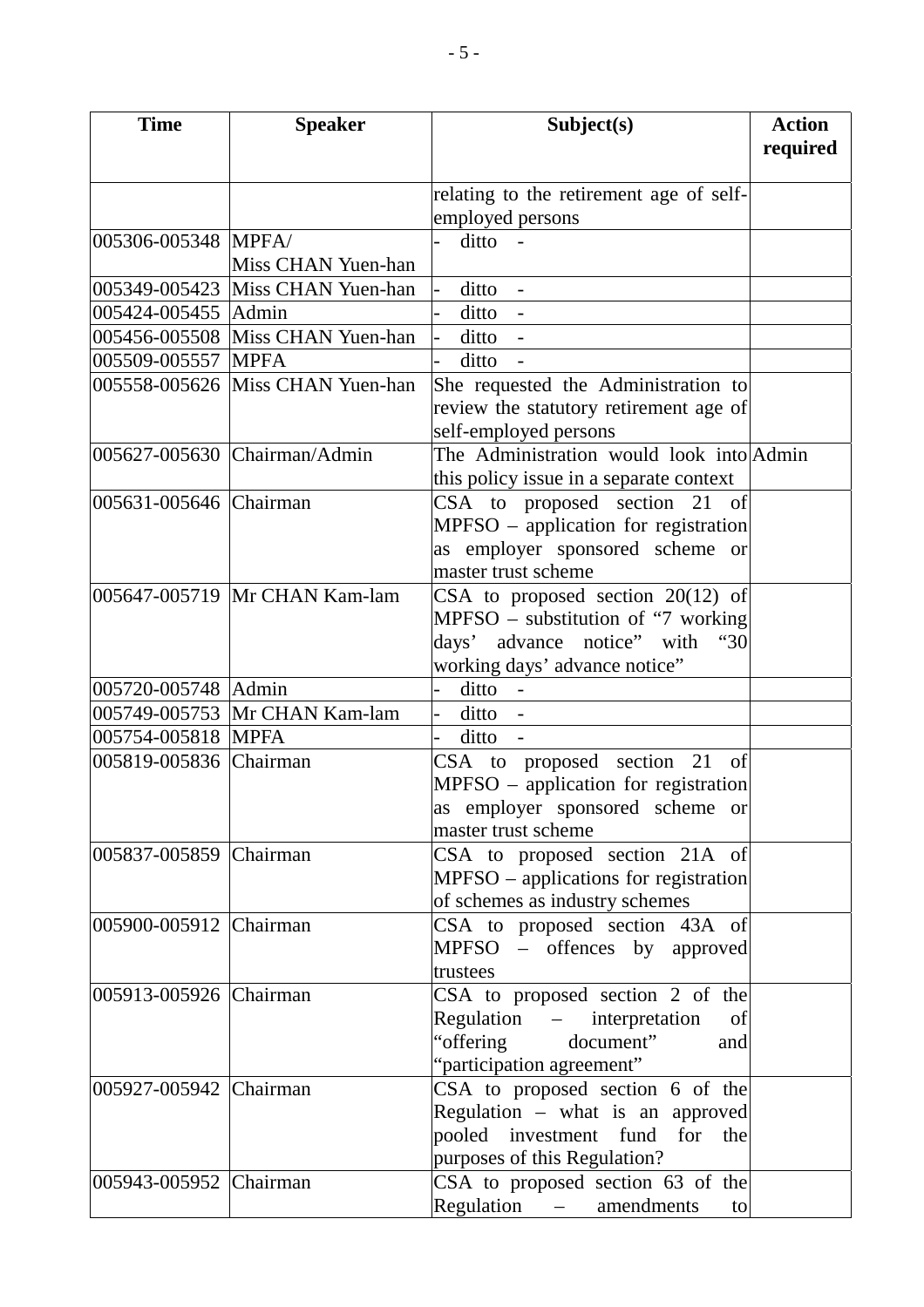| Time | Speaker | Subject(s) | Action required |
| --- | --- | --- | --- |
| | | relating to the retirement age of self-employed persons | |
| 005306-005348 | MPFA/ Miss CHAN Yuen-han | - ditto - | |
| 005349-005423 | Miss CHAN Yuen-han | - ditto - | |
| 005424-005455 | Admin | - ditto - | |
| 005456-005508 | Miss CHAN Yuen-han | - ditto - | |
| 005509-005557 | MPFA | - ditto - | |
| 005558-005626 | Miss CHAN Yuen-han | She requested the Administration to review the statutory retirement age of self-employed persons | |
| 005627-005630 | Chairman/Admin | The Administration would look into this policy issue in a separate context | Admin |
| 005631-005646 | Chairman | CSA to proposed section 21 of MPFSO – application for registration as employer sponsored scheme or master trust scheme | |
| 005647-005719 | Mr CHAN Kam-lam | CSA to proposed section 20(12) of MPFSO – substitution of "7 working days' advance notice" with "30 working days' advance notice" | |
| 005720-005748 | Admin | - ditto - | |
| 005749-005753 | Mr CHAN Kam-lam | - ditto - | |
| 005754-005818 | MPFA | - ditto - | |
| 005819-005836 | Chairman | CSA to proposed section 21 of MPFSO – application for registration as employer sponsored scheme or master trust scheme | |
| 005837-005859 | Chairman | CSA to proposed section 21A of MPFSO – applications for registration of schemes as industry schemes | |
| 005900-005912 | Chairman | CSA to proposed section 43A of MPFSO – offences by approved trustees | |
| 005913-005926 | Chairman | CSA to proposed section 2 of the Regulation – interpretation of "offering document" and "participation agreement" | |
| 005927-005942 | Chairman | CSA to proposed section 6 of the Regulation – what is an approved pooled investment fund for the purposes of this Regulation? | |
| 005943-005952 | Chairman | CSA to proposed section 63 of the Regulation – amendments to | |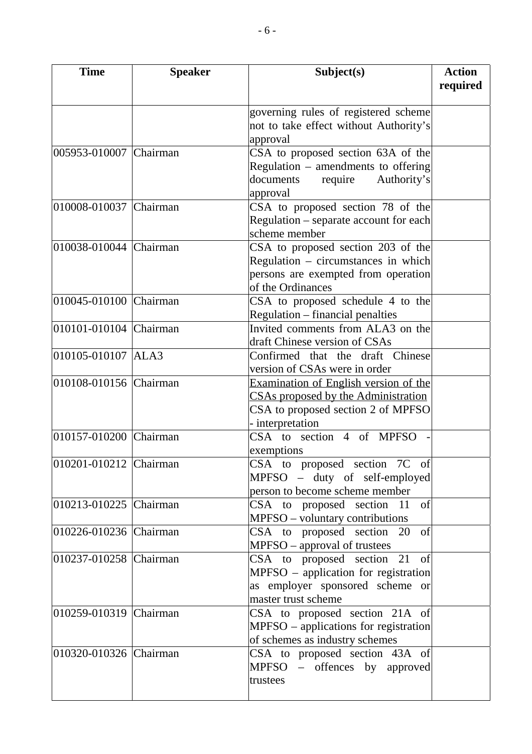| Time | Speaker | Subject(s) | Action required |
|---|---|---|---|
| | | governing rules of registered scheme not to take effect without Authority's approval | |
| 005953-010007 | Chairman | CSA to proposed section 63A of the Regulation – amendments to offering documents require Authority's approval | |
| 010008-010037 | Chairman | CSA to proposed section 78 of the Regulation – separate account for each scheme member | |
| 010038-010044 | Chairman | CSA to proposed section 203 of the Regulation – circumstances in which persons are exempted from operation of the Ordinances | |
| 010045-010100 | Chairman | CSA to proposed schedule 4 to the Regulation – financial penalties | |
| 010101-010104 | Chairman | Invited comments from ALA3 on the draft Chinese version of CSAs | |
| 010105-010107 | ALA3 | Confirmed that the draft Chinese version of CSAs were in order | |
| 010108-010156 | Chairman | <u>Examination of English version of the CSAs proposed by the Administration</u><br>CSA to proposed section 2 of MPFSO - interpretation | |
| 010157-010200 | Chairman | CSA to section 4 of MPFSO - exemptions | |
| 010201-010212 | Chairman | CSA to proposed section 7C of MPFSO – duty of self-employed person to become scheme member | |
| 010213-010225 | Chairman | CSA to proposed section 11 of MPFSO – voluntary contributions | |
| 010226-010236 | Chairman | CSA to proposed section 20 of MPFSO – approval of trustees | |
| 010237-010258 | Chairman | CSA to proposed section 21 of MPFSO – application for registration as employer sponsored scheme or master trust scheme | |
| 010259-010319 | Chairman | CSA to proposed section 21A of MPFSO – applications for registration of schemes as industry schemes | |
| 010320-010326 | Chairman | CSA to proposed section 43A of MPFSO – offences by approved trustees | |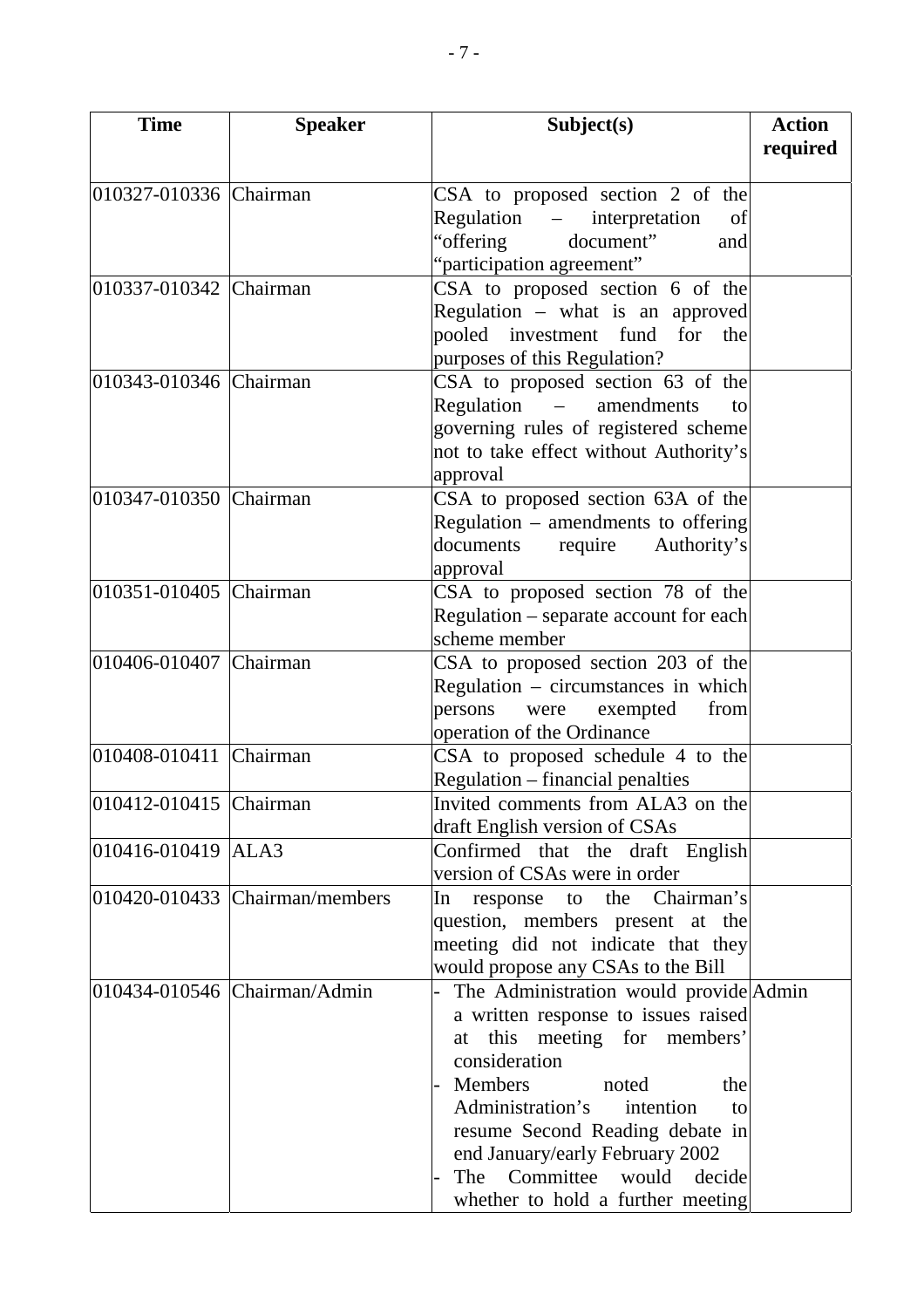| Time | Speaker | Subject(s) | Action required |
|---|---|---|---|
| 010327-010336 | Chairman | CSA to proposed section 2 of the Regulation – interpretation of "offering document" and "participation agreement" | |
| 010337-010342 | Chairman | CSA to proposed section 6 of the Regulation – what is an approved pooled investment fund for the purposes of this Regulation? | |
| 010343-010346 | Chairman | CSA to proposed section 63 of the Regulation – amendments to governing rules of registered scheme not to take effect without Authority's approval | |
| 010347-010350 | Chairman | CSA to proposed section 63A of the Regulation – amendments to offering documents require Authority's approval | |
| 010351-010405 | Chairman | CSA to proposed section 78 of the Regulation – separate account for each scheme member | |
| 010406-010407 | Chairman | CSA to proposed section 203 of the Regulation – circumstances in which persons were exempted from operation of the Ordinance | |
| 010408-010411 | Chairman | CSA to proposed schedule 4 to the Regulation – financial penalties | |
| 010412-010415 | Chairman | Invited comments from ALA3 on the draft English version of CSAs | |
| 010416-010419 | ALA3 | Confirmed that the draft English version of CSAs were in order | |
| 010420-010433 | Chairman/members | In response to the Chairman's question, members present at the meeting did not indicate that they would propose any CSAs to the Bill | |
| 010434-010546 | Chairman/Admin | - The Administration would provide a written response to issues raised at this meeting for members' consideration<br>- Members noted the Administration's intention to resume Second Reading debate in end January/early February 2002<br>- The Committee would decide whether to hold a further meeting | Admin |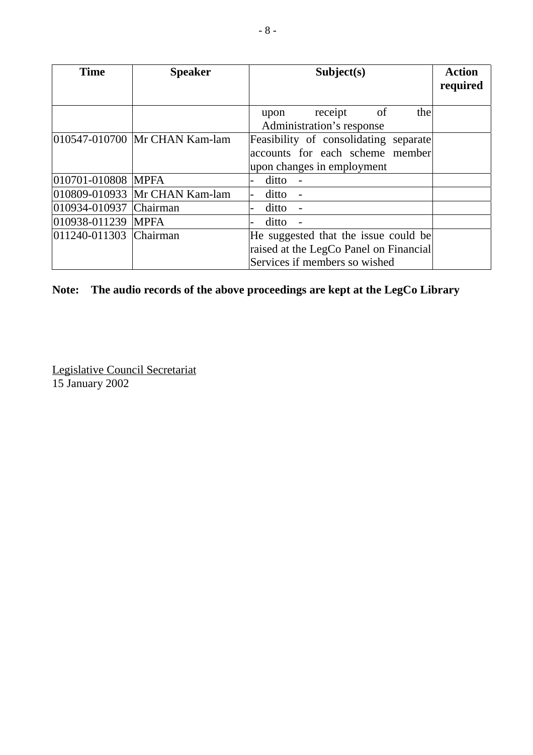| Time | Speaker | Subject(s) | Action required |
|---|---|---|---|
| | | upon receipt of the Administration's response | |
| 010547-010700 | Mr CHAN Kam-lam | Feasibility of consolidating separate accounts for each scheme member upon changes in employment | |
| 010701-010808 | MPFA | - ditto - | |
| 010809-010933 | Mr CHAN Kam-lam | - ditto - | |
| 010934-010937 | Chairman | - ditto - | |
| 010938-011239 | MPFA | - ditto - | |
| 011240-011303 | Chairman | He suggested that the issue could be raised at the LegCo Panel on Financial Services if members so wished | |

**Note: The audio records of the above proceedings are kept at the LegCo Library**

Legislative Council Secretariat
15 January 2002